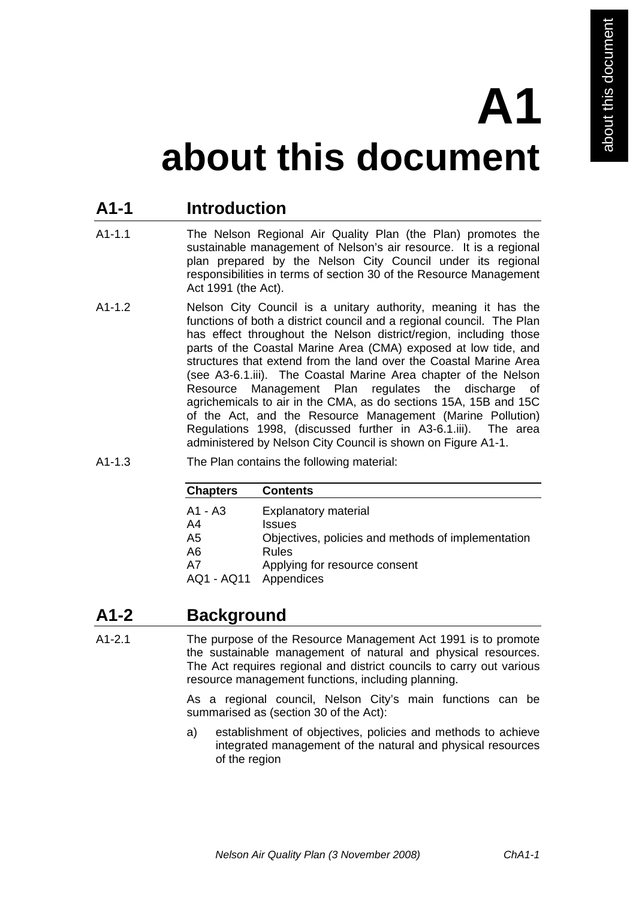# A1
# about this document

## A1-1 Introduction

A1-1.1 The Nelson Regional Air Quality Plan (the Plan) promotes the sustainable management of Nelson's air resource. It is a regional plan prepared by the Nelson City Council under its regional responsibilities in terms of section 30 of the Resource Management Act 1991 (the Act).

A1-1.2 Nelson City Council is a unitary authority, meaning it has the functions of both a district council and a regional council. The Plan has effect throughout the Nelson district/region, including those parts of the Coastal Marine Area (CMA) exposed at low tide, and structures that extend from the land over the Coastal Marine Area (see A3-6.1.iii). The Coastal Marine Area chapter of the Nelson Resource Management Plan regulates the discharge of agrichemicals to air in the CMA, as do sections 15A, 15B and 15C of the Act, and the Resource Management (Marine Pollution) Regulations 1998, (discussed further in A3-6.1.iii). The area administered by Nelson City Council is shown on Figure A1-1.

A1-1.3 The Plan contains the following material:

| Chapters | Contents |
|---|---|
| A1 - A3 | Explanatory material |
| A4 | Issues |
| A5 | Objectives, policies and methods of implementation |
| A6 | Rules |
| A7 | Applying for resource consent |
| AQ1 - AQ11 | Appendices |

## A1-2 Background

A1-2.1 The purpose of the Resource Management Act 1991 is to promote the sustainable management of natural and physical resources. The Act requires regional and district councils to carry out various resource management functions, including planning.

As a regional council, Nelson City's main functions can be summarised as (section 30 of the Act):

a) establishment of objectives, policies and methods to achieve integrated management of the natural and physical resources of the region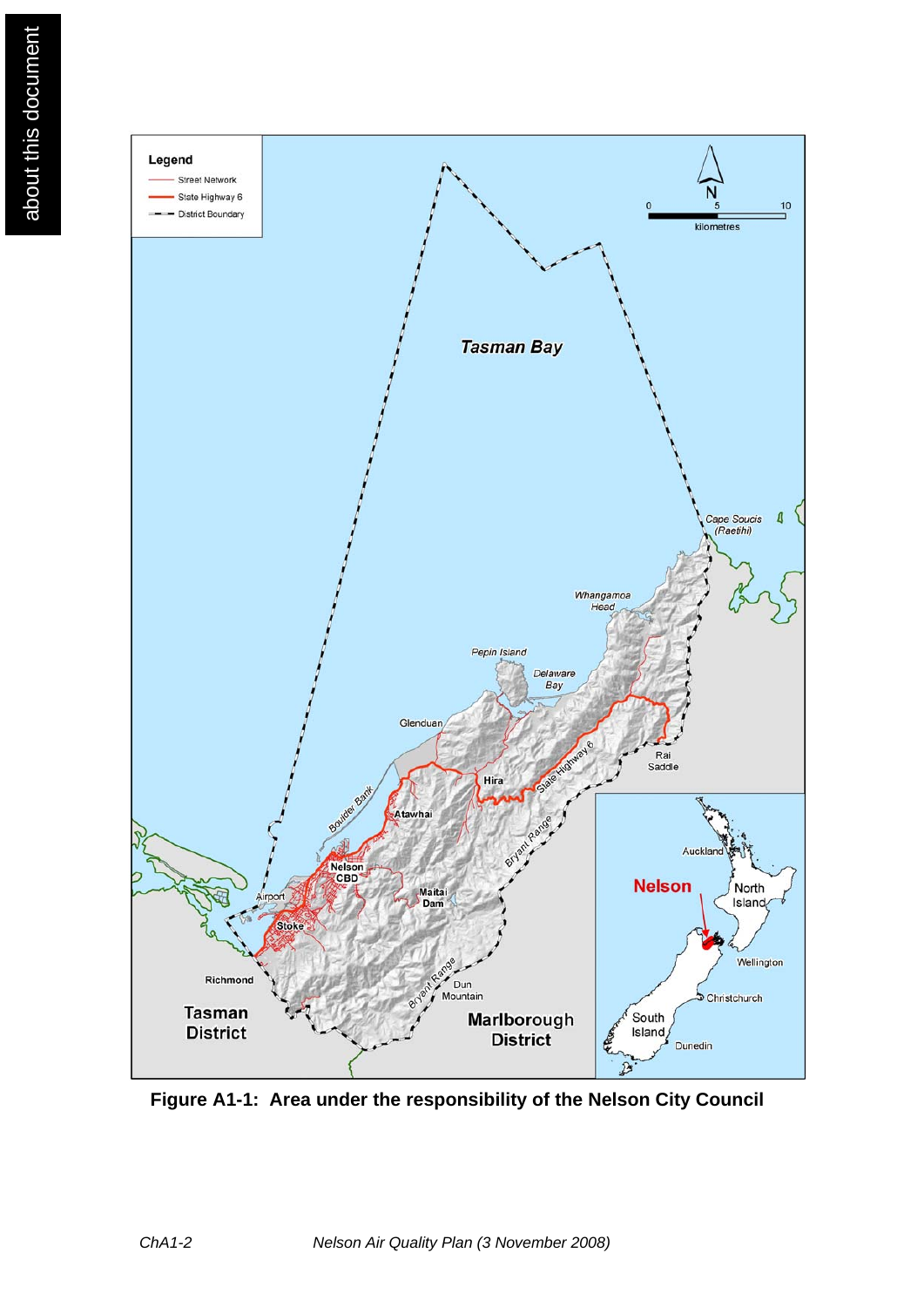**Figure A1-1: Area under the responsibility of the Nelson City Council**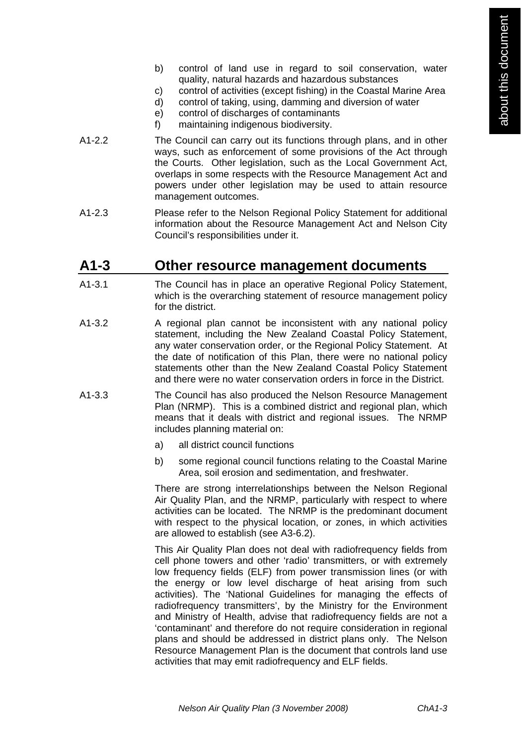b) control of land use in regard to soil conservation, water quality, natural hazards and hazardous substances
c) control of activities (except fishing) in the Coastal Marine Area
d) control of taking, using, damming and diversion of water
e) control of discharges of contaminants
f) maintaining indigenous biodiversity.

A1-2.2 The Council can carry out its functions through plans, and in other ways, such as enforcement of some provisions of the Act through the Courts. Other legislation, such as the Local Government Act, overlaps in some respects with the Resource Management Act and powers under other legislation may be used to attain resource management outcomes.

A1-2.3 Please refer to the Nelson Regional Policy Statement for additional information about the Resource Management Act and Nelson City Council's responsibilities under it.

## A1-3 Other resource management documents

A1-3.1 The Council has in place an operative Regional Policy Statement, which is the overarching statement of resource management policy for the district.

A1-3.2 A regional plan cannot be inconsistent with any national policy statement, including the New Zealand Coastal Policy Statement, any water conservation order, or the Regional Policy Statement. At the date of notification of this Plan, there were no national policy statements other than the New Zealand Coastal Policy Statement and there were no water conservation orders in force in the District.

A1-3.3 The Council has also produced the Nelson Resource Management Plan (NRMP). This is a combined district and regional plan, which means that it deals with district and regional issues. The NRMP includes planning material on:

a) all district council functions

b) some regional council functions relating to the Coastal Marine Area, soil erosion and sedimentation, and freshwater.

There are strong interrelationships between the Nelson Regional Air Quality Plan, and the NRMP, particularly with respect to where activities can be located. The NRMP is the predominant document with respect to the physical location, or zones, in which activities are allowed to establish (see A3-6.2).

This Air Quality Plan does not deal with radiofrequency fields from cell phone towers and other 'radio' transmitters, or with extremely low frequency fields (ELF) from power transmission lines (or with the energy or low level discharge of heat arising from such activities). The 'National Guidelines for managing the effects of radiofrequency transmitters', by the Ministry for the Environment and Ministry of Health, advise that radiofrequency fields are not a 'contaminant' and therefore do not require consideration in regional plans and should be addressed in district plans only. The Nelson Resource Management Plan is the document that controls land use activities that may emit radiofrequency and ELF fields.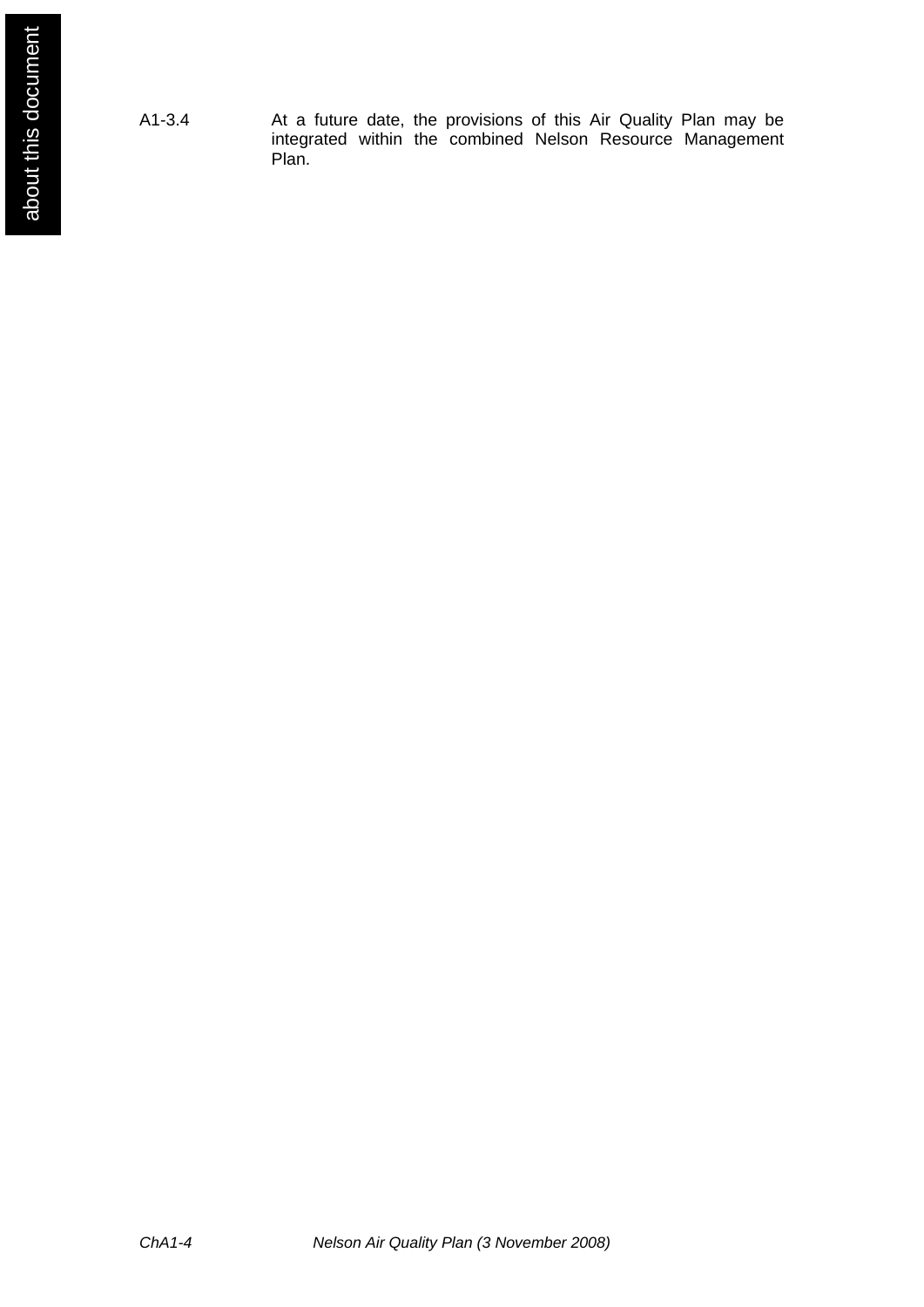A1-3.4 At a future date, the provisions of this Air Quality Plan may be integrated within the combined Nelson Resource Management Plan.